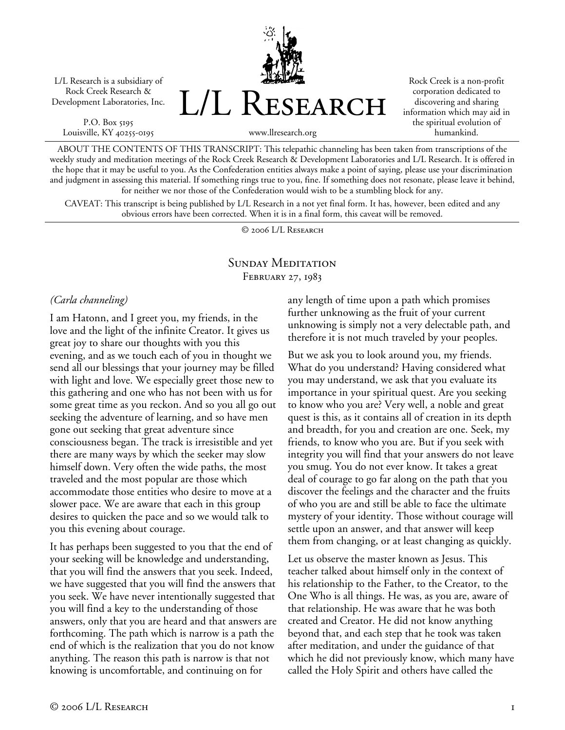L/L Research is a subsidiary of Rock Creek Research & Development Laboratories, Inc.

P.O. Box 5195
Louisville, KY 40255-0195

# L/L Research

www.llresearch.org

Rock Creek is a non-profit corporation dedicated to discovering and sharing information which may aid in the spiritual evolution of humankind.

ABOUT THE CONTENTS OF THIS TRANSCRIPT: This telepathic channeling has been taken from transcriptions of the weekly study and meditation meetings of the Rock Creek Research & Development Laboratories and L/L Research. It is offered in the hope that it may be useful to you. As the Confederation entities always make a point of saying, please use your discrimination and judgment in assessing this material. If something rings true to you, fine. If something does not resonate, please leave it behind, for neither we nor those of the Confederation would wish to be a stumbling block for any.

CAVEAT: This transcript is being published by L/L Research in a not yet final form. It has, however, been edited and any obvious errors have been corrected. When it is in a final form, this caveat will be removed.

© 2006 L/L Research

## Sunday Meditation
February 27, 1983

*(Carla channeling)*

I am Hatonn, and I greet you, my friends, in the love and the light of the infinite Creator. It gives us great joy to share our thoughts with you this evening, and as we touch each of you in thought we send all our blessings that your journey may be filled with light and love. We especially greet those new to this gathering and one who has not been with us for some great time as you reckon. And so you all go out seeking the adventure of learning, and so have men gone out seeking that great adventure since consciousness began. The track is irresistible and yet there are many ways by which the seeker may slow himself down. Very often the wide paths, the most traveled and the most popular are those which accommodate those entities who desire to move at a slower pace. We are aware that each in this group desires to quicken the pace and so we would talk to you this evening about courage.

It has perhaps been suggested to you that the end of your seeking will be knowledge and understanding, that you will find the answers that you seek. Indeed, we have suggested that you will find the answers that you seek. We have never intentionally suggested that you will find a key to the understanding of those answers, only that you are heard and that answers are forthcoming. The path which is narrow is a path the end of which is the realization that you do not know anything. The reason this path is narrow is that not knowing is uncomfortable, and continuing on for any length of time upon a path which promises further unknowing as the fruit of your current unknowing is simply not a very delectable path, and therefore it is not much traveled by your peoples.

But we ask you to look around you, my friends. What do you understand? Having considered what you may understand, we ask that you evaluate its importance in your spiritual quest. Are you seeking to know who you are? Very well, a noble and great quest is this, as it contains all of creation in its depth and breadth, for you and creation are one. Seek, my friends, to know who you are. But if you seek with integrity you will find that your answers do not leave you smug. You do not ever know. It takes a great deal of courage to go far along on the path that you discover the feelings and the character and the fruits of who you are and still be able to face the ultimate mystery of your identity. Those without courage will settle upon an answer, and that answer will keep them from changing, or at least changing as quickly.

Let us observe the master known as Jesus. This teacher talked about himself only in the context of his relationship to the Father, to the Creator, to the One Who is all things. He was, as you are, aware of that relationship. He was aware that he was both created and Creator. He did not know anything beyond that, and each step that he took was taken after meditation, and under the guidance of that which he did not previously know, which many have called the Holy Spirit and others have called the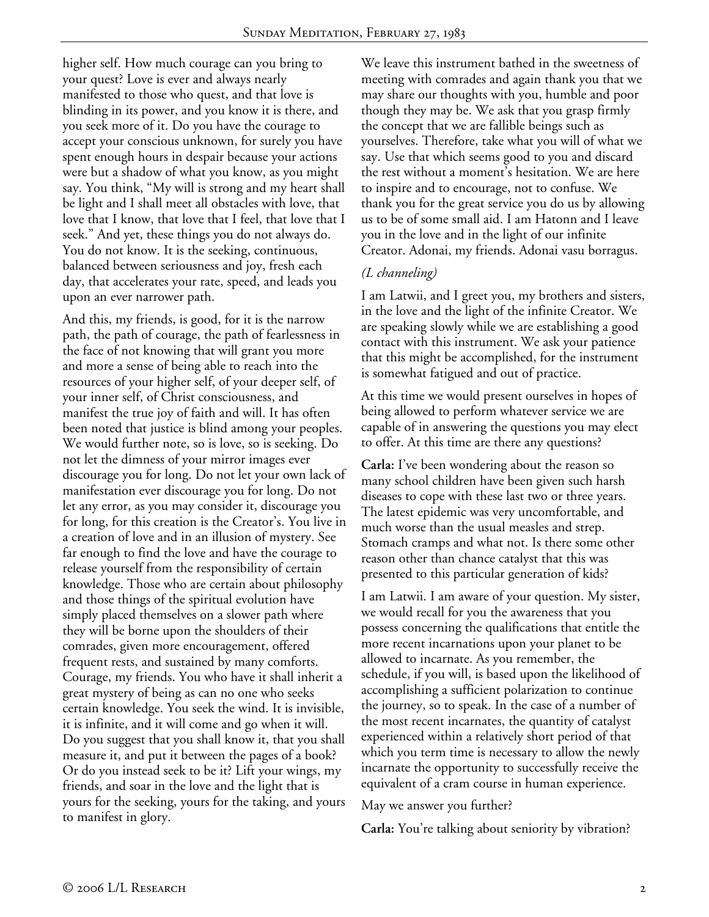higher self. How much courage can you bring to your quest? Love is ever and always nearly manifested to those who quest, and that love is blinding in its power, and you know it is there, and you seek more of it. Do you have the courage to accept your conscious unknown, for surely you have spent enough hours in despair because your actions were but a shadow of what you know, as you might say. You think, "My will is strong and my heart shall be light and I shall meet all obstacles with love, that love that I know, that love that I feel, that love that I seek." And yet, these things you do not always do. You do not know. It is the seeking, continuous, balanced between seriousness and joy, fresh each day, that accelerates your rate, speed, and leads you upon an ever narrower path.

And this, my friends, is good, for it is the narrow path, the path of courage, the path of fearlessness in the face of not knowing that will grant you more and more a sense of being able to reach into the resources of your higher self, of your deeper self, of your inner self, of Christ consciousness, and manifest the true joy of faith and will. It has often been noted that justice is blind among your peoples. We would further note, so is love, so is seeking. Do not let the dimness of your mirror images ever discourage you for long. Do not let your own lack of manifestation ever discourage you for long. Do not let any error, as you may consider it, discourage you for long, for this creation is the Creator's. You live in a creation of love and in an illusion of mystery. See far enough to find the love and have the courage to release yourself from the responsibility of certain knowledge. Those who are certain about philosophy and those things of the spiritual evolution have simply placed themselves on a slower path where they will be borne upon the shoulders of their comrades, given more encouragement, offered frequent rests, and sustained by many comforts. Courage, my friends. You who have it shall inherit a great mystery of being as can no one who seeks certain knowledge. You seek the wind. It is invisible, it is infinite, and it will come and go when it will. Do you suggest that you shall know it, that you shall measure it, and put it between the pages of a book? Or do you instead seek to be it? Lift your wings, my friends, and soar in the love and the light that is yours for the seeking, yours for the taking, and yours to manifest in glory.

We leave this instrument bathed in the sweetness of meeting with comrades and again thank you that we may share our thoughts with you, humble and poor though they may be. We ask that you grasp firmly the concept that we are fallible beings such as yourselves. Therefore, take what you will of what we say. Use that which seems good to you and discard the rest without a moment's hesitation. We are here to inspire and to encourage, not to confuse. We thank you for the great service you do us by allowing us to be of some small aid. I am Hatonn and I leave you in the love and in the light of our infinite Creator. Adonai, my friends. Adonai vasu borragus.

*(L channeling)*

I am Latwii, and I greet you, my brothers and sisters, in the love and the light of the infinite Creator. We are speaking slowly while we are establishing a good contact with this instrument. We ask your patience that this might be accomplished, for the instrument is somewhat fatigued and out of practice.

At this time we would present ourselves in hopes of being allowed to perform whatever service we are capable of in answering the questions you may elect to offer. At this time are there any questions?

**Carla:** I've been wondering about the reason so many school children have been given such harsh diseases to cope with these last two or three years. The latest epidemic was very uncomfortable, and much worse than the usual measles and strep. Stomach cramps and what not. Is there some other reason other than chance catalyst that this was presented to this particular generation of kids?

I am Latwii. I am aware of your question. My sister, we would recall for you the awareness that you possess concerning the qualifications that entitle the more recent incarnations upon your planet to be allowed to incarnate. As you remember, the schedule, if you will, is based upon the likelihood of accomplishing a sufficient polarization to continue the journey, so to speak. In the case of a number of the most recent incarnates, the quantity of catalyst experienced within a relatively short period of that which you term time is necessary to allow the newly incarnate the opportunity to successfully receive the equivalent of a cram course in human experience.

May we answer you further?

**Carla:** You're talking about seniority by vibration?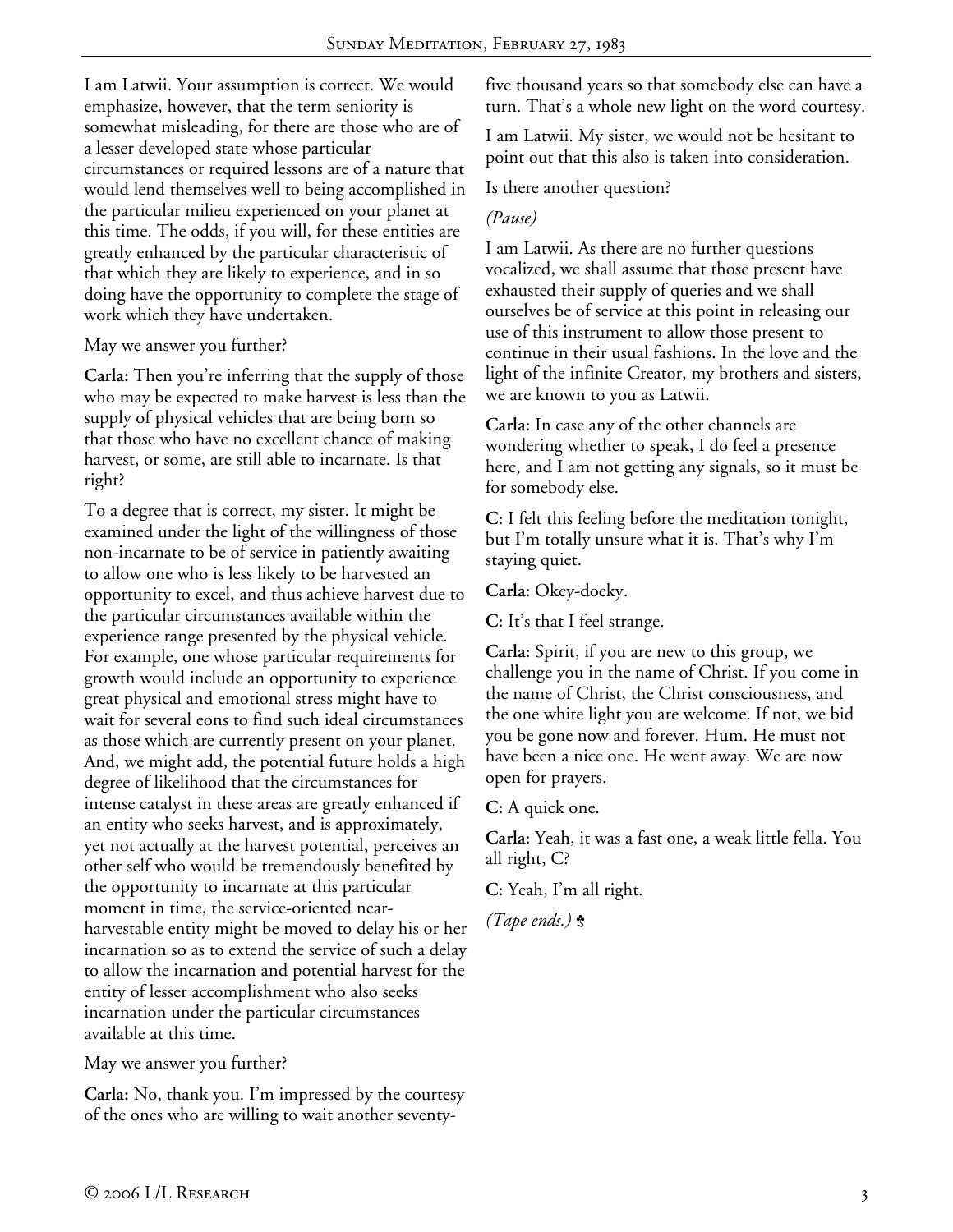I am Latwii. Your assumption is correct. We would emphasize, however, that the term seniority is somewhat misleading, for there are those who are of a lesser developed state whose particular circumstances or required lessons are of a nature that would lend themselves well to being accomplished in the particular milieu experienced on your planet at this time. The odds, if you will, for these entities are greatly enhanced by the particular characteristic of that which they are likely to experience, and in so doing have the opportunity to complete the stage of work which they have undertaken.

May we answer you further?

**Carla:** Then you're inferring that the supply of those who may be expected to make harvest is less than the supply of physical vehicles that are being born so that those who have no excellent chance of making harvest, or some, are still able to incarnate. Is that right?

To a degree that is correct, my sister. It might be examined under the light of the willingness of those non-incarnate to be of service in patiently awaiting to allow one who is less likely to be harvested an opportunity to excel, and thus achieve harvest due to the particular circumstances available within the experience range presented by the physical vehicle. For example, one whose particular requirements for growth would include an opportunity to experience great physical and emotional stress might have to wait for several eons to find such ideal circumstances as those which are currently present on your planet. And, we might add, the potential future holds a high degree of likelihood that the circumstances for intense catalyst in these areas are greatly enhanced if an entity who seeks harvest, and is approximately, yet not actually at the harvest potential, perceives an other self who would be tremendously benefited by the opportunity to incarnate at this particular moment in time, the service-oriented near-harvestable entity might be moved to delay his or her incarnation so as to extend the service of such a delay to allow the incarnation and potential harvest for the entity of lesser accomplishment who also seeks incarnation under the particular circumstances available at this time.

May we answer you further?

**Carla:** No, thank you. I'm impressed by the courtesy of the ones who are willing to wait another seventy-five thousand years so that somebody else can have a turn. That's a whole new light on the word courtesy.

I am Latwii. My sister, we would not be hesitant to point out that this also is taken into consideration.

Is there another question?

*(Pause)*

I am Latwii. As there are no further questions vocalized, we shall assume that those present have exhausted their supply of queries and we shall ourselves be of service at this point in releasing our use of this instrument to allow those present to continue in their usual fashions. In the love and the light of the infinite Creator, my brothers and sisters, we are known to you as Latwii.

**Carla:** In case any of the other channels are wondering whether to speak, I do feel a presence here, and I am not getting any signals, so it must be for somebody else.

**C:** I felt this feeling before the meditation tonight, but I'm totally unsure what it is. That's why I'm staying quiet.

**Carla:** Okey-doeky.

**C:** It's that I feel strange.

**Carla:** Spirit, if you are new to this group, we challenge you in the name of Christ. If you come in the name of Christ, the Christ consciousness, and the one white light you are welcome. If not, we bid you be gone now and forever. Hum. He must not have been a nice one. He went away. We are now open for prayers.

**C:** A quick one.

**Carla:** Yeah, it was a fast one, a weak little fella. You all right, C?

**C:** Yeah, I'm all right.

*(Tape ends.)* ♣